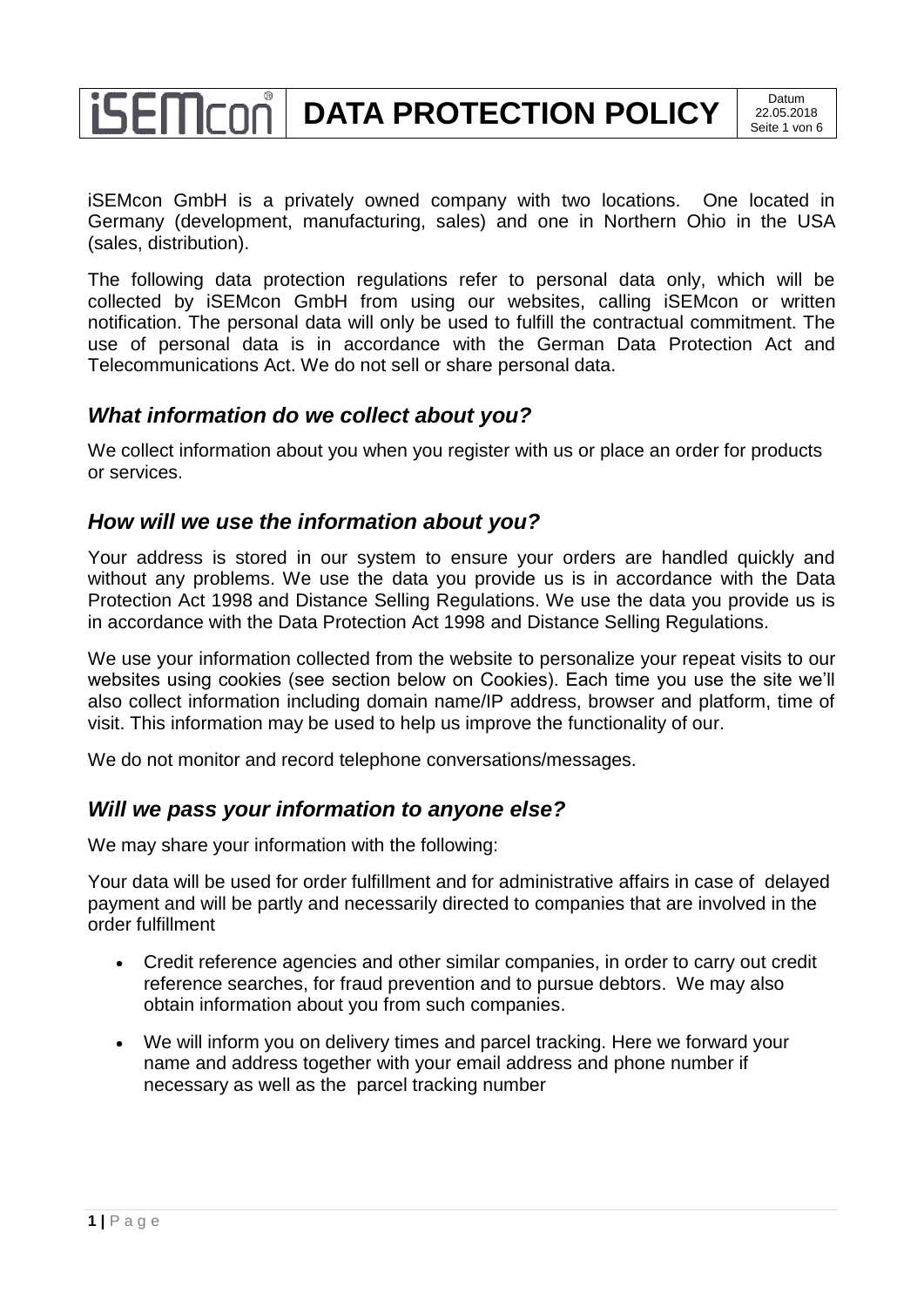# DATA PROTECTION POLICY

iSEMcon GmbH is a privately owned company with two locations. One located in Germany (development, manufacturing, sales) and one in Northern Ohio in the USA (sales, distribution).

The following data protection regulations refer to personal data only, which will be collected by iSEMcon GmbH from using our websites, calling iSEMcon or written notification. The personal data will only be used to fulfill the contractual commitment. The use of personal data is in accordance with the German Data Protection Act and Telecommunications Act. We do not sell or share personal data.

## *What information do we collect about you?*

We collect information about you when you register with us or place an order for products or services.

## *How will we use the information about you?*

Your address is stored in our system to ensure your orders are handled quickly and without any problems. We use the data you provide us is in accordance with the Data Protection Act 1998 and Distance Selling Regulations. We use the data you provide us is in accordance with the Data Protection Act 1998 and Distance Selling Regulations.

We use your information collected from the website to personalize your repeat visits to our websites using cookies (see section below on Cookies). Each time you use the site we'll also collect information including domain name/IP address, browser and platform, time of visit. This information may be used to help us improve the functionality of our.

We do not monitor and record telephone conversations/messages.

## *Will we pass your information to anyone else?*

We may share your information with the following:

Your data will be used for order fulfillment and for administrative affairs in case of delayed payment and will be partly and necessarily directed to companies that are involved in the order fulfillment

- Credit reference agencies and other similar companies, in order to carry out credit reference searches, for fraud prevention and to pursue debtors. We may also obtain information about you from such companies.
- We will inform you on delivery times and parcel tracking. Here we forward your name and address together with your email address and phone number if necessary as well as the parcel tracking number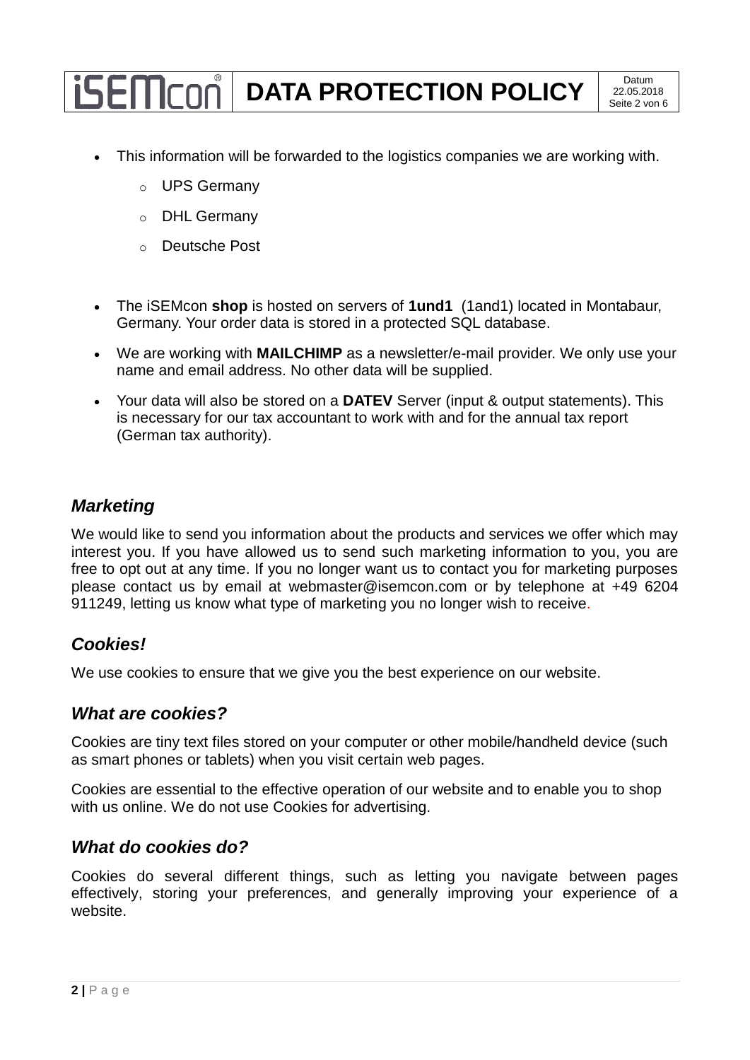- This information will be forwarded to the logistics companies we are working with.
    - UPS Germany
    - DHL Germany
    - Deutsche Post

- The iSEMcon **shop** is hosted on servers of **1und1** (1and1) located in Montabaur, Germany. Your order data is stored in a protected SQL database.
- We are working with **MAILCHIMP** as a newsletter/e-mail provider. We only use your name and email address. No other data will be supplied.
- Your data will also be stored on a **DATEV** Server (input & output statements). This is necessary for our tax accountant to work with and for the annual tax report (German tax authority).

## *Marketing*

We would like to send you information about the products and services we offer which may interest you. If you have allowed us to send such marketing information to you, you are free to opt out at any time. If you no longer want us to contact you for marketing purposes please contact us by email at webmaster@isemcon.com or by telephone at +49 6204 911249, letting us know what type of marketing you no longer wish to receive.

## *Cookies!*

We use cookies to ensure that we give you the best experience on our website.

## *What are cookies?*

Cookies are tiny text files stored on your computer or other mobile/handheld device (such as smart phones or tablets) when you visit certain web pages.

Cookies are essential to the effective operation of our website and to enable you to shop with us online. We do not use Cookies for advertising.

## *What do cookies do?*

Cookies do several different things, such as letting you navigate between pages effectively, storing your preferences, and generally improving your experience of a website.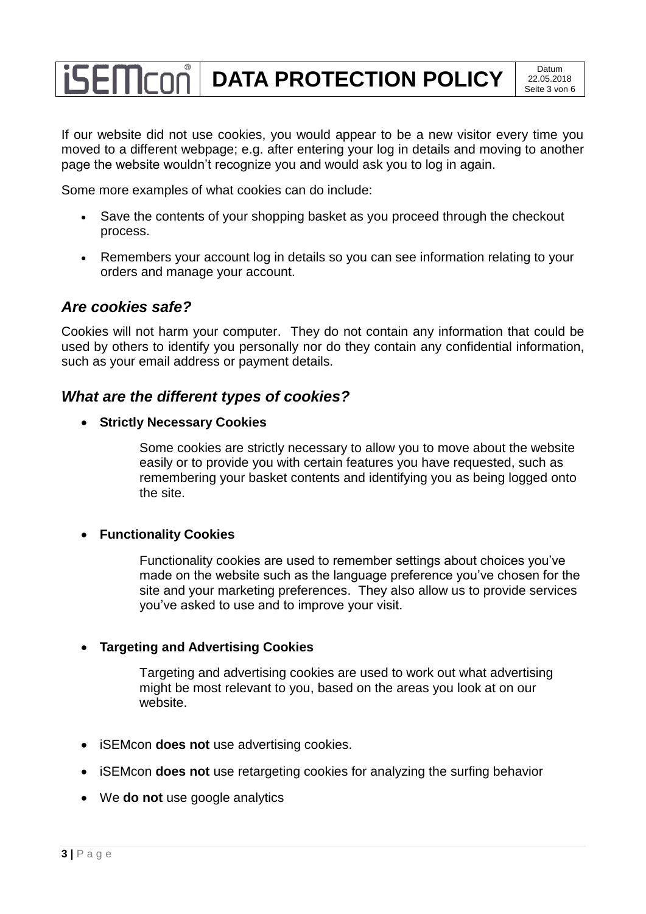If our website did not use cookies, you would appear to be a new visitor every time you moved to a different webpage; e.g. after entering your log in details and moving to another page the website wouldn't recognize you and would ask you to log in again.

Some more examples of what cookies can do include:

- Save the contents of your shopping basket as you proceed through the checkout process.
- Remembers your account log in details so you can see information relating to your orders and manage your account.

## *Are cookies safe?*

Cookies will not harm your computer. They do not contain any information that could be used by others to identify you personally nor do they contain any confidential information, such as your email address or payment details.

## *What are the different types of cookies?*

- **Strictly Necessary Cookies**

  Some cookies are strictly necessary to allow you to move about the website easily or to provide you with certain features you have requested, such as remembering your basket contents and identifying you as being logged onto the site.

- **Functionality Cookies**

  Functionality cookies are used to remember settings about choices you've made on the website such as the language preference you've chosen for the site and your marketing preferences. They also allow us to provide services you've asked to use and to improve your visit.

- **Targeting and Advertising Cookies**

  Targeting and advertising cookies are used to work out what advertising might be most relevant to you, based on the areas you look at on our website.

- iSEMcon **does not** use advertising cookies.
- iSEMcon **does not** use retargeting cookies for analyzing the surfing behavior
- We **do not** use google analytics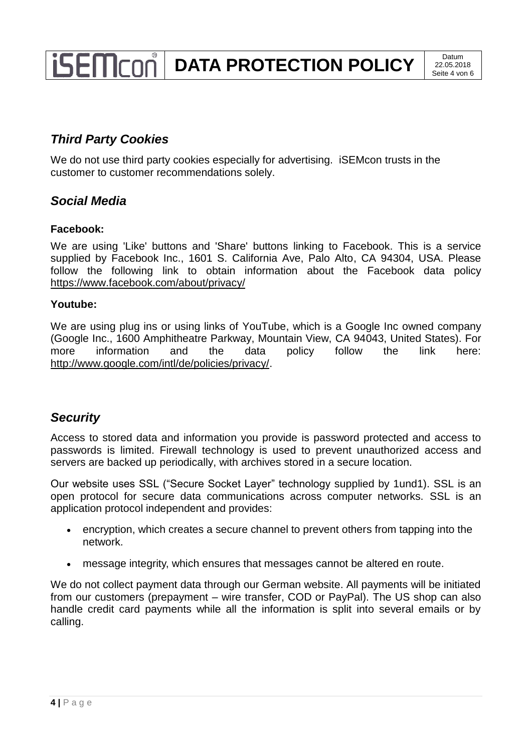## *Third Party Cookies*

We do not use third party cookies especially for advertising. iSEMcon trusts in the customer to customer recommendations solely.

## *Social Media*

**Facebook:**

We are using 'Like' buttons and 'Share' buttons linking to Facebook. This is a service supplied by Facebook Inc., 1601 S. California Ave, Palo Alto, CA 94304, USA. Please follow the following link to obtain information about the Facebook data policy https://www.facebook.com/about/privacy/

**Youtube:**

We are using plug ins or using links of YouTube, which is a Google Inc owned company (Google Inc., 1600 Amphitheatre Parkway, Mountain View, CA 94043, United States). For more information and the data policy follow the link here: http://www.google.com/intl/de/policies/privacy/.

## *Security*

Access to stored data and information you provide is password protected and access to passwords is limited. Firewall technology is used to prevent unauthorized access and servers are backed up periodically, with archives stored in a secure location.

Our website uses SSL ("Secure Socket Layer" technology supplied by 1und1). SSL is an open protocol for secure data communications across computer networks. SSL is an application protocol independent and provides:

- encryption, which creates a secure channel to prevent others from tapping into the network.
- message integrity, which ensures that messages cannot be altered en route.

We do not collect payment data through our German website. All payments will be initiated from our customers (prepayment – wire transfer, COD or PayPal). The US shop can also handle credit card payments while all the information is split into several emails or by calling.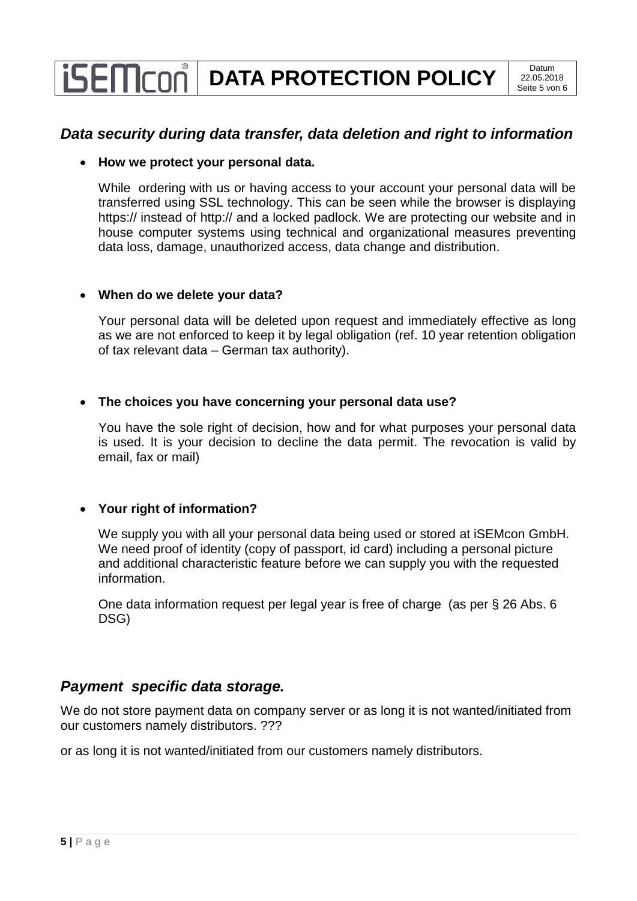## *Data security during data transfer, data deletion and right to information*

- **How we protect your personal data.**

  While ordering with us or having access to your account your personal data will be transferred using SSL technology. This can be seen while the browser is displaying https:// instead of http:// and a locked padlock. We are protecting our website and in house computer systems using technical and organizational measures preventing data loss, damage, unauthorized access, data change and distribution.

- **When do we delete your data?**

  Your personal data will be deleted upon request and immediately effective as long as we are not enforced to keep it by legal obligation (ref. 10 year retention obligation of tax relevant data – German tax authority).

- **The choices you have concerning your personal data use?**

  You have the sole right of decision, how and for what purposes your personal data is used. It is your decision to decline the data permit. The revocation is valid by email, fax or mail)

- **Your right of information?**

  We supply you with all your personal data being used or stored at iSEMcon GmbH. We need proof of identity (copy of passport, id card) including a personal picture and additional characteristic feature before we can supply you with the requested information.

  One data information request per legal year is free of charge (as per § 26 Abs. 6 DSG)

## *Payment specific data storage.*

We do not store payment data on company server or as long it is not wanted/initiated from our customers namely distributors. ???

or as long it is not wanted/initiated from our customers namely distributors.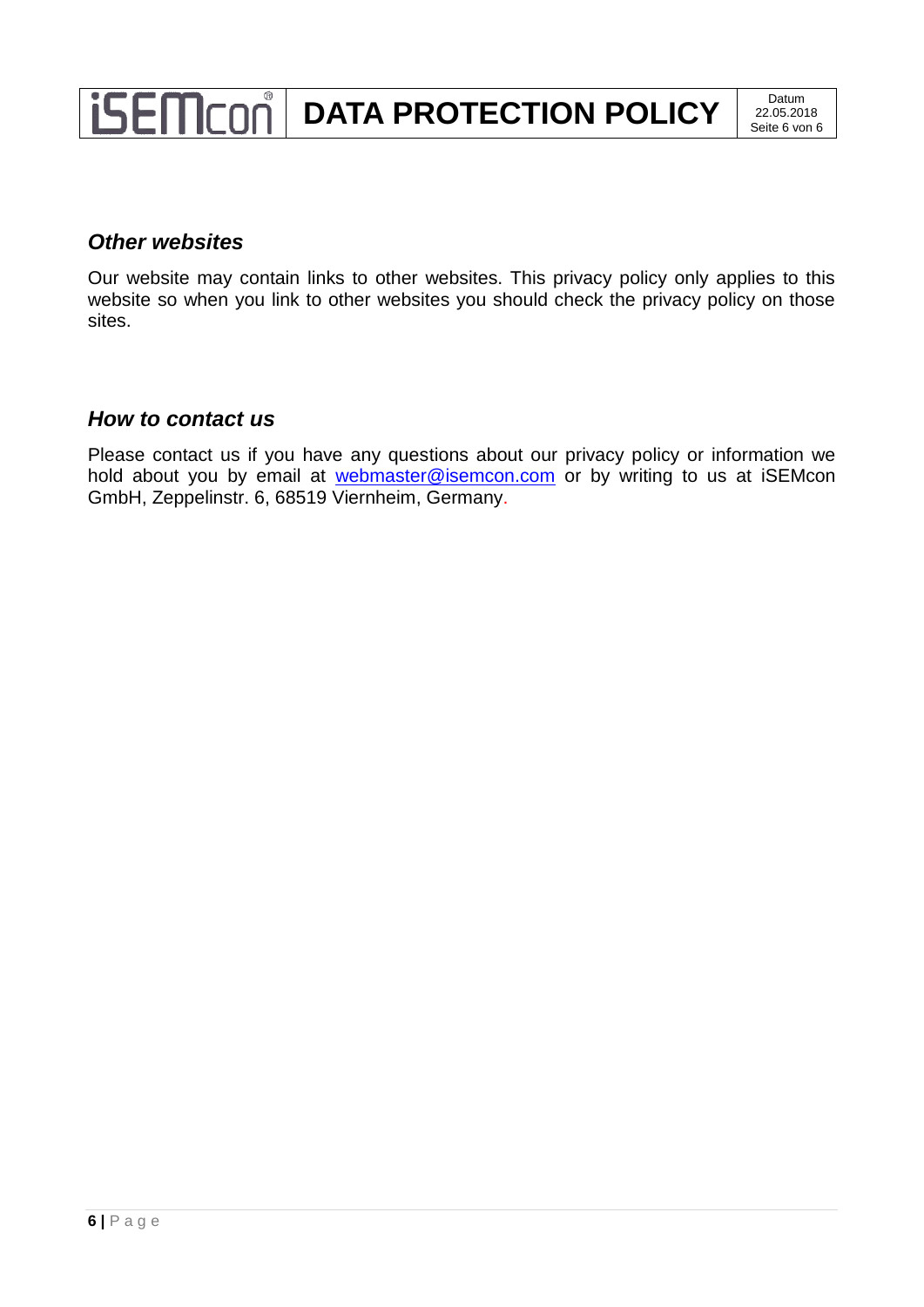### *Other websites*

Our website may contain links to other websites. This privacy policy only applies to this website so when you link to other websites you should check the privacy policy on those sites.

### *How to contact us*

Please contact us if you have any questions about our privacy policy or information we hold about you by email at webmaster@isemcon.com or by writing to us at iSEMcon GmbH, Zeppelinstr. 6, 68519 Viernheim, Germany.